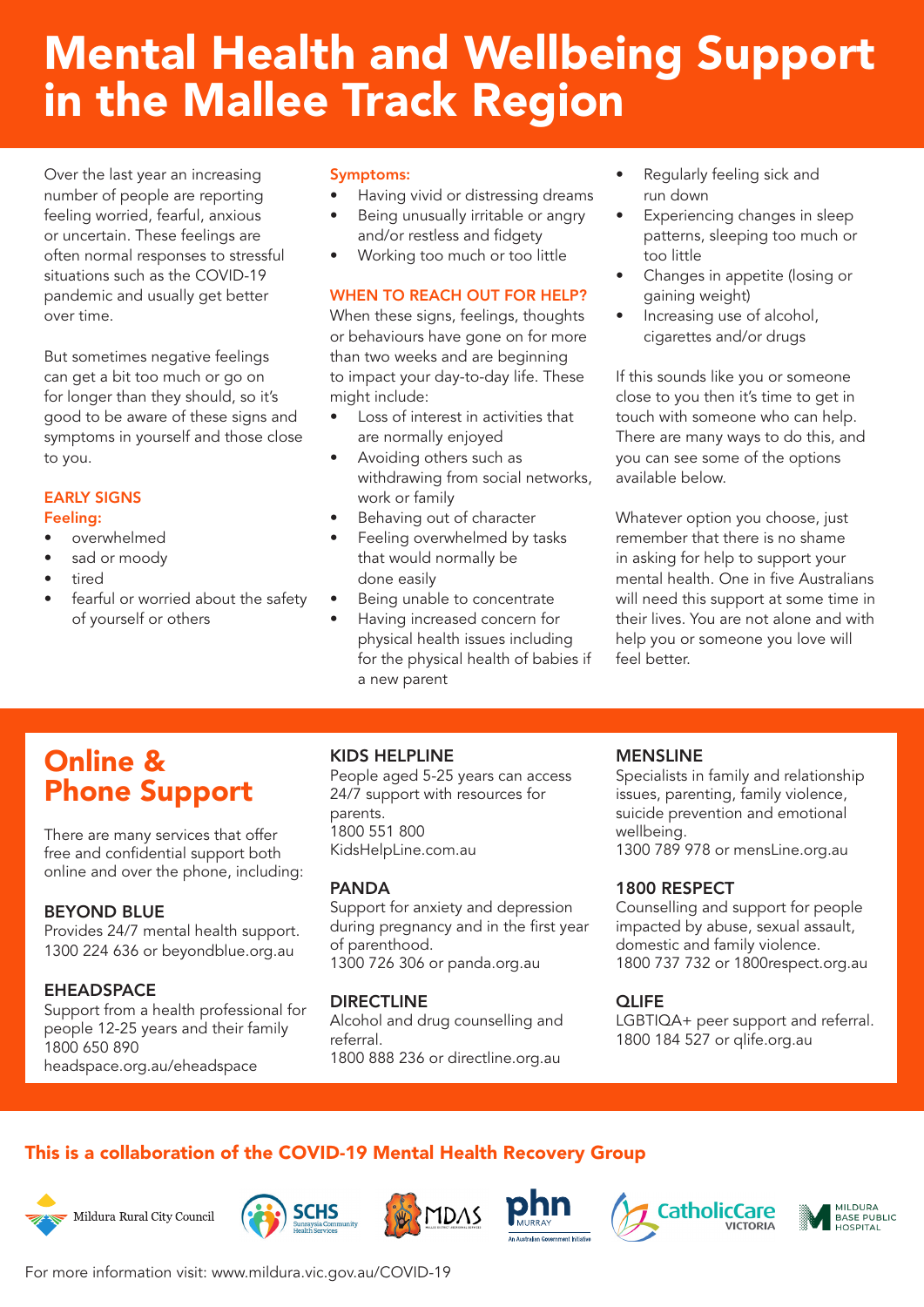# Mental Health and Wellbeing Support in the Mallee Track Region

Over the last year an increasing number of people are reporting feeling worried, fearful, anxious or uncertain. These feelings are often normal responses to stressful situations such as the COVID-19 pandemic and usually get better over time.

But sometimes negative feelings can get a bit too much or go on for longer than they should, so it's good to be aware of these signs and symptoms in yourself and those close to you.

### EARLY SIGNS

**Feeling:**

- overwhelmed
- sad or moody
- tired
- fearful or worried about the safety of yourself or others

**Symptoms:**

- Having vivid or distressing dreams
- Being unusually irritable or angry and/or restless and fidgety
- Working too much or too little

### WHEN TO REACH OUT FOR HELP?

When these signs, feelings, thoughts or behaviours have gone on for more than two weeks and are beginning to impact your day-to-day life. These might include:

- Loss of interest in activities that are normally enjoyed
- Avoiding others such as withdrawing from social networks, work or family
- Behaving out of character
- Feeling overwhelmed by tasks that would normally be done easily
- Being unable to concentrate
- Having increased concern for physical health issues including for the physical health of babies if a new parent
- Regularly feeling sick and run down
- Experiencing changes in sleep patterns, sleeping too much or too little
- Changes in appetite (losing or gaining weight)
- Increasing use of alcohol, cigarettes and/or drugs

If this sounds like you or someone close to you then it's time to get in touch with someone who can help. There are many ways to do this, and you can see some of the options available below.

Whatever option you choose, just remember that there is no shame in asking for help to support your mental health. One in five Australians will need this support at some time in their lives. You are not alone and with help you or someone you love will feel better.

## Online & Phone Support

There are many services that offer free and confidential support both online and over the phone, including:

**BEYOND BLUE**
Provides 24/7 mental health support.
1300 224 636 or beyondblue.org.au

**EHEADSPACE**
Support from a health professional for people 12-25 years and their family
1800 650 890
headspace.org.au/eheadspace

**KIDS HELPLINE**
People aged 5-25 years can access 24/7 support with resources for parents.
1800 551 800
KidsHelpLine.com.au

**PANDA**
Support for anxiety and depression during pregnancy and in the first year of parenthood.
1300 726 306 or panda.org.au

**DIRECTLINE**
Alcohol and drug counselling and referral.
1800 888 236 or directline.org.au

**MENSLINE**
Specialists in family and relationship issues, parenting, family violence, suicide prevention and emotional wellbeing.
1300 789 978 or mensLine.org.au

**1800 RESPECT**
Counselling and support for people impacted by abuse, sexual assault, domestic and family violence.
1800 737 732 or 1800respect.org.au

**QLIFE**
LGBTIQA+ peer support and referral.
1800 184 527 or qlife.org.au

**This is a collaboration of the COVID-19 Mental Health Recovery Group**

Mildura Rural City Council · SCHS Sunraysia Community Health Services · MDAS · PHN Murray · CatholicCare Victoria · Mildura Base Public Hospital

For more information visit: www.mildura.vic.gov.au/COVID-19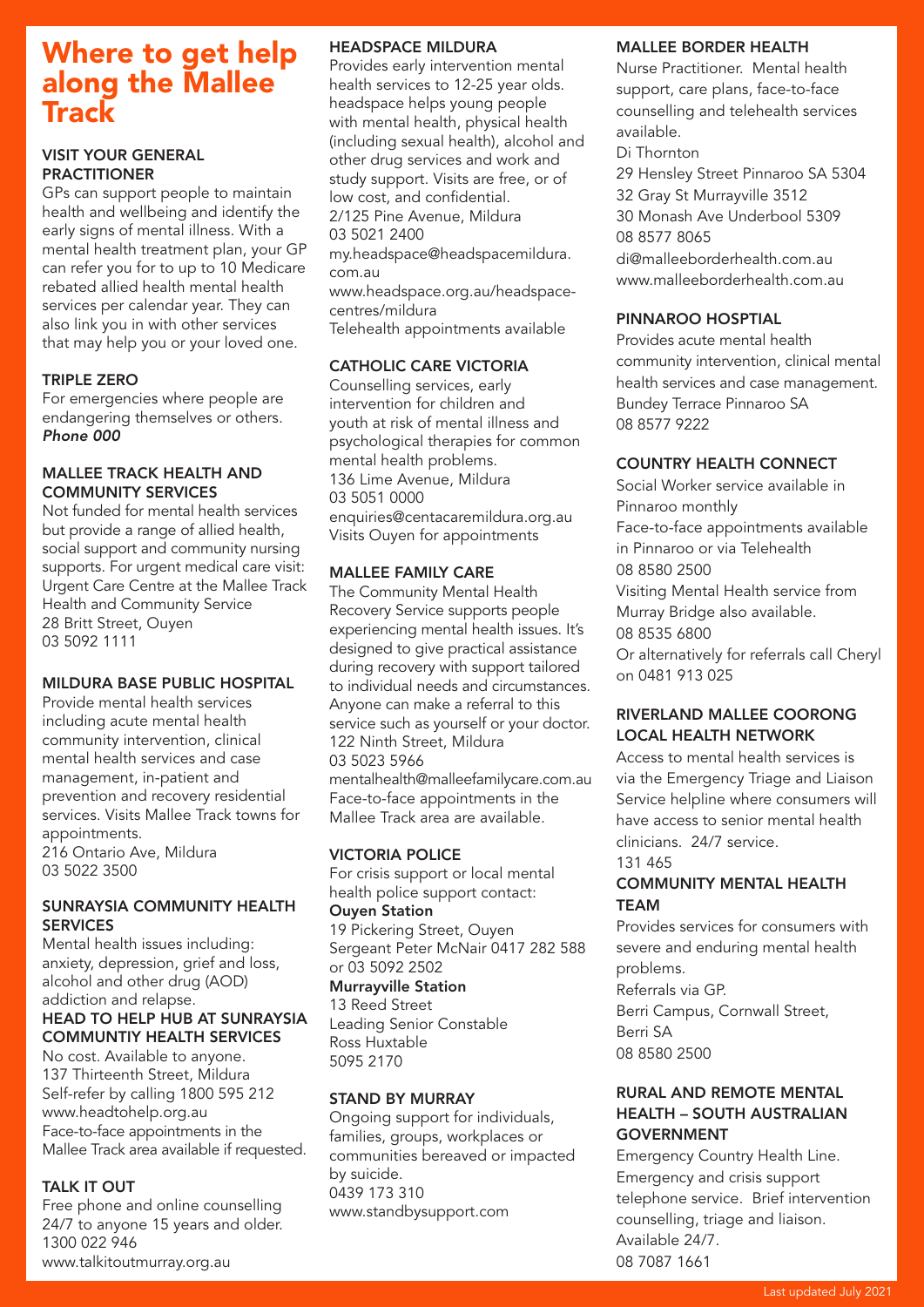# Where to get help along the Mallee Track

### VISIT YOUR GENERAL PRACTITIONER

GPs can support people to maintain health and wellbeing and identify the early signs of mental illness. With a mental health treatment plan, your GP can refer you for to up to 10 Medicare rebated allied health mental health services per calendar year. They can also link you in with other services that may help you or your loved one.

### TRIPLE ZERO

For emergencies where people are endangering themselves or others.
***Phone 000***

### MALLEE TRACK HEALTH AND COMMUNITY SERVICES

Not funded for mental health services but provide a range of allied health, social support and community nursing supports. For urgent medical care visit: Urgent Care Centre at the Mallee Track Health and Community Service
28 Britt Street, Ouyen
03 5092 1111

### MILDURA BASE PUBLIC HOSPITAL

Provide mental health services including acute mental health community intervention, clinical mental health services and case management, in-patient and prevention and recovery residential services. Visits Mallee Track towns for appointments.
216 Ontario Ave, Mildura
03 5022 3500

### SUNRAYSIA COMMUNITY HEALTH SERVICES

Mental health issues including: anxiety, depression, grief and loss, alcohol and other drug (AOD) addiction and relapse.

### HEAD TO HELP HUB AT SUNRAYSIA COMMUNTIY HEALTH SERVICES

No cost. Available to anyone.
137 Thirteenth Street, Mildura
Self-refer by calling 1800 595 212
www.headtohelp.org.au
Face-to-face appointments in the Mallee Track area available if requested.

### TALK IT OUT

Free phone and online counselling 24/7 to anyone 15 years and older.
1300 022 946
www.talkitoutmurray.org.au

### HEADSPACE MILDURA

Provides early intervention mental health services to 12-25 year olds. headspace helps young people with mental health, physical health (including sexual health), alcohol and other drug services and work and study support. Visits are free, or of low cost, and confidential.
2/125 Pine Avenue, Mildura
03 5021 2400
my.headspace@headspacemildura.com.au
www.headspace.org.au/headspace-centres/mildura
Telehealth appointments available

### CATHOLIC CARE VICTORIA

Counselling services, early intervention for children and youth at risk of mental illness and psychological therapies for common mental health problems.
136 Lime Avenue, Mildura
03 5051 0000
enquiries@centacaremildura.org.au
Visits Ouyen for appointments

### MALLEE FAMILY CARE

The Community Mental Health Recovery Service supports people experiencing mental health issues. It's designed to give practical assistance during recovery with support tailored to individual needs and circumstances. Anyone can make a referral to this service such as yourself or your doctor.
122 Ninth Street, Mildura
03 5023 5966
mentalhealth@malleefamilycare.com.au
Face-to-face appointments in the Mallee Track area are available.

### VICTORIA POLICE

For crisis support or local mental health police support contact:

**Ouyen Station**
19 Pickering Street, Ouyen
Sergeant Peter McNair 0417 282 588 or 03 5092 2502

**Murrayville Station**
13 Reed Street
Leading Senior Constable Ross Huxtable
5095 2170

### STAND BY MURRAY

Ongoing support for individuals, families, groups, workplaces or communities bereaved or impacted by suicide.
0439 173 310
www.standbysupport.com

### MALLEE BORDER HEALTH

Nurse Practitioner. Mental health support, care plans, face-to-face counselling and telehealth services available.
Di Thornton
29 Hensley Street Pinnaroo SA 5304
32 Gray St Murrayville 3512
30 Monash Ave Underbool 5309
08 8577 8065
di@malleeborderhealth.com.au
www.malleeborderhealth.com.au

### PINNAROO HOSPTIAL

Provides acute mental health community intervention, clinical mental health services and case management.
Bundey Terrace Pinnaroo SA
08 8577 9222

### COUNTRY HEALTH CONNECT

Social Worker service available in Pinnaroo monthly
Face-to-face appointments available in Pinnaroo or via Telehealth
08 8580 2500
Visiting Mental Health service from Murray Bridge also available.
08 8535 6800
Or alternatively for referrals call Cheryl on 0481 913 025

### RIVERLAND MALLEE COORONG LOCAL HEALTH NETWORK

Access to mental health services is via the Emergency Triage and Liaison Service helpline where consumers will have access to senior mental health clinicians. 24/7 service.
131 465

### COMMUNITY MENTAL HEALTH TEAM

Provides services for consumers with severe and enduring mental health problems.
Referrals via GP.
Berri Campus, Cornwall Street, Berri SA
08 8580 2500

### RURAL AND REMOTE MENTAL HEALTH – SOUTH AUSTRALIAN GOVERNMENT

Emergency Country Health Line.
Emergency and crisis support telephone service. Brief intervention counselling, triage and liaison.
Available 24/7.
08 7087 1661

Last updated July 2021